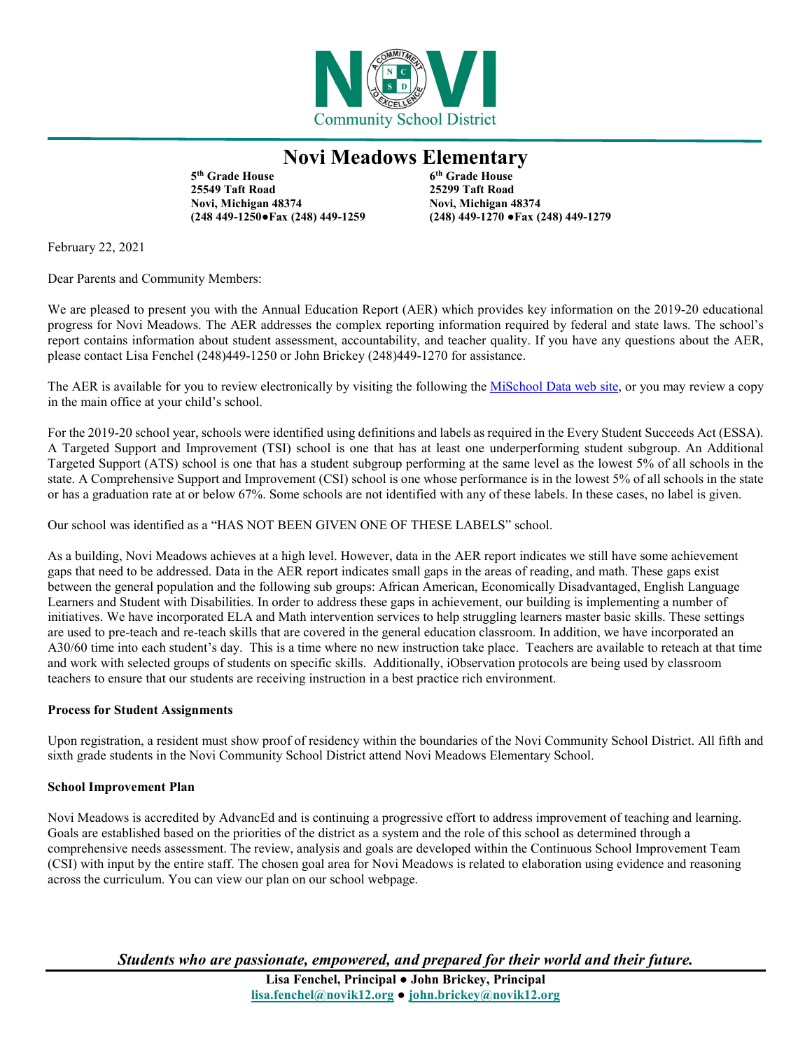Community School District

# Novi Meadows Elementary

**5th Grade House**
**25549 Taft Road**
**Novi, Michigan 48374**
**(248 449-1250●Fax (248) 449-1259**

**6th Grade House**
**25299 Taft Road**
**Novi, Michigan 48374**
**(248) 449-1270 ●Fax (248) 449-1279**

February 22, 2021

Dear Parents and Community Members:

We are pleased to present you with the Annual Education Report (AER) which provides key information on the 2019-20 educational progress for Novi Meadows. The AER addresses the complex reporting information required by federal and state laws. The school's report contains information about student assessment, accountability, and teacher quality. If you have any questions about the AER, please contact Lisa Fenchel (248)449-1250 or John Brickey (248)449-1270 for assistance.

The AER is available for you to review electronically by visiting the following the MiSchool Data web site, or you may review a copy in the main office at your child's school.

For the 2019-20 school year, schools were identified using definitions and labels as required in the Every Student Succeeds Act (ESSA). A Targeted Support and Improvement (TSI) school is one that has at least one underperforming student subgroup. An Additional Targeted Support (ATS) school is one that has a student subgroup performing at the same level as the lowest 5% of all schools in the state. A Comprehensive Support and Improvement (CSI) school is one whose performance is in the lowest 5% of all schools in the state or has a graduation rate at or below 67%. Some schools are not identified with any of these labels. In these cases, no label is given.

Our school was identified as a "HAS NOT BEEN GIVEN ONE OF THESE LABELS" school.

As a building, Novi Meadows achieves at a high level. However, data in the AER report indicates we still have some achievement gaps that need to be addressed. Data in the AER report indicates small gaps in the areas of reading, and math. These gaps exist between the general population and the following sub groups: African American, Economically Disadvantaged, English Language Learners and Student with Disabilities. In order to address these gaps in achievement, our building is implementing a number of initiatives. We have incorporated ELA and Math intervention services to help struggling learners master basic skills. These settings are used to pre-teach and re-teach skills that are covered in the general education classroom. In addition, we have incorporated an A30/60 time into each student's day. This is a time where no new instruction take place. Teachers are available to reteach at that time and work with selected groups of students on specific skills. Additionally, iObservation protocols are being used by classroom teachers to ensure that our students are receiving instruction in a best practice rich environment.

**Process for Student Assignments**

Upon registration, a resident must show proof of residency within the boundaries of the Novi Community School District. All fifth and sixth grade students in the Novi Community School District attend Novi Meadows Elementary School.

**School Improvement Plan**

Novi Meadows is accredited by AdvancEd and is continuing a progressive effort to address improvement of teaching and learning. Goals are established based on the priorities of the district as a system and the role of this school as determined through a comprehensive needs assessment. The review, analysis and goals are developed within the Continuous School Improvement Team (CSI) with input by the entire staff. The chosen goal area for Novi Meadows is related to elaboration using evidence and reasoning across the curriculum. You can view our plan on our school webpage.

***Students who are passionate, empowered, and prepared for their world and their future.***

**Lisa Fenchel, Principal ● John Brickey, Principal**
**lisa.fenchel@novik12.org ● john.brickey@novik12.org**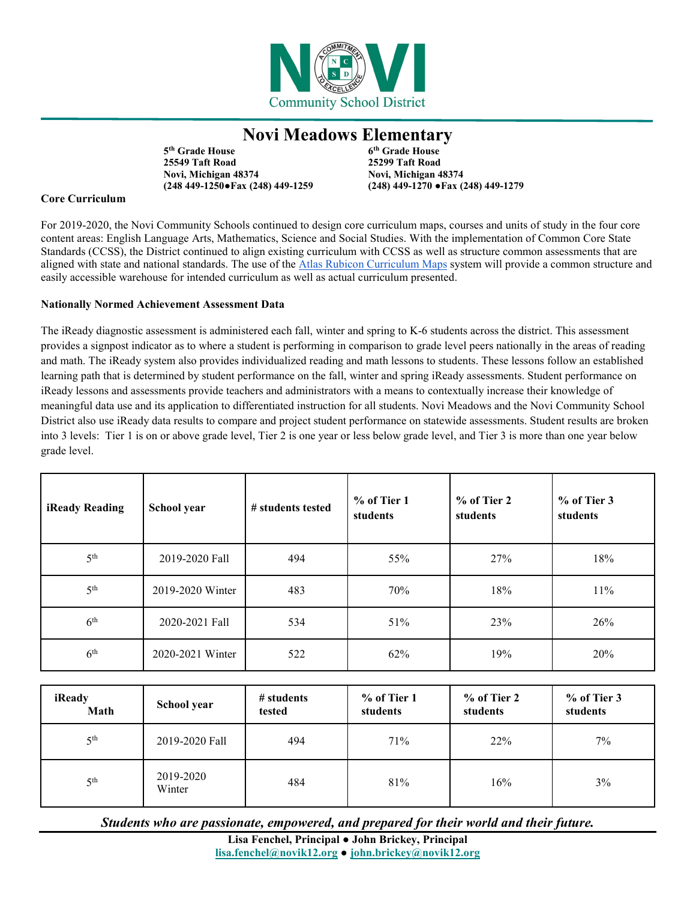# Novi Meadows Elementary

**5th Grade House**
**25549 Taft Road**
**Novi, Michigan 48374**
**(248 449-1250●Fax (248) 449-1259**

**6th Grade House**
**25299 Taft Road**
**Novi, Michigan 48374**
**(248) 449-1270 ●Fax (248) 449-1279**

**Core Curriculum**

For 2019-2020, the Novi Community Schools continued to design core curriculum maps, courses and units of study in the four core content areas: English Language Arts, Mathematics, Science and Social Studies. With the implementation of Common Core State Standards (CCSS), the District continued to align existing curriculum with CCSS as well as structure common assessments that are aligned with state and national standards. The use of the Atlas Rubicon Curriculum Maps system will provide a common structure and easily accessible warehouse for intended curriculum as well as actual curriculum presented.

**Nationally Normed Achievement Assessment Data**

The iReady diagnostic assessment is administered each fall, winter and spring to K-6 students across the district. This assessment provides a signpost indicator as to where a student is performing in comparison to grade level peers nationally in the areas of reading and math. The iReady system also provides individualized reading and math lessons to students. These lessons follow an established learning path that is determined by student performance on the fall, winter and spring iReady assessments. Student performance on iReady lessons and assessments provide teachers and administrators with a means to contextually increase their knowledge of meaningful data use and its application to differentiated instruction for all students. Novi Meadows and the Novi Community School District also use iReady data results to compare and project student performance on statewide assessments. Student results are broken into 3 levels: Tier 1 is on or above grade level, Tier 2 is one year or less below grade level, and Tier 3 is more than one year below grade level.

| iReady Reading | School year | # students tested | % of Tier 1 students | % of Tier 2 students | % of Tier 3 students |
|---|---|---|---|---|---|
| 5th | 2019-2020 Fall | 494 | 55% | 27% | 18% |
| 5th | 2019-2020 Winter | 483 | 70% | 18% | 11% |
| 6th | 2020-2021 Fall | 534 | 51% | 23% | 26% |
| 6th | 2020-2021 Winter | 522 | 62% | 19% | 20% |

| iReady Math | School year | # students tested | % of Tier 1 students | % of Tier 2 students | % of Tier 3 students |
|---|---|---|---|---|---|
| 5th | 2019-2020 Fall | 494 | 71% | 22% | 7% |
| 5th | 2019-2020 Winter | 484 | 81% | 16% | 3% |

***Students who are passionate, empowered, and prepared for their world and their future.***

**Lisa Fenchel, Principal ● John Brickey, Principal**
**lisa.fenchel@novik12.org ● john.brickey@novik12.org**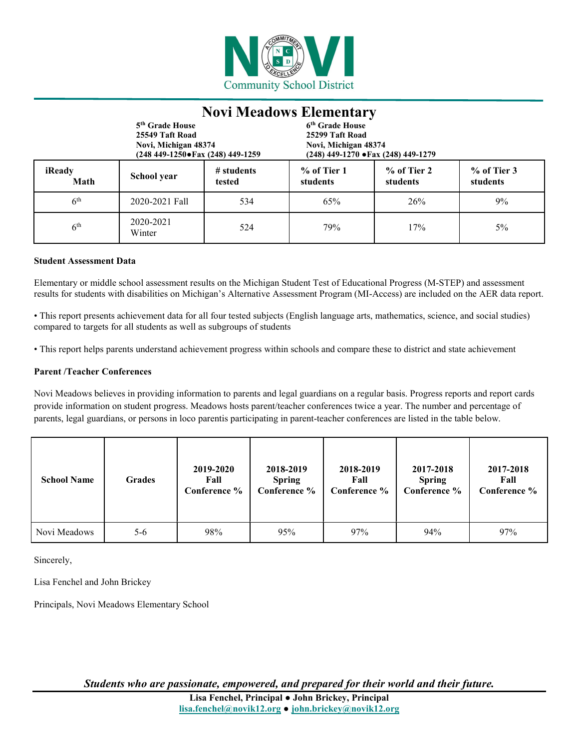Community School District

# Novi Meadows Elementary

**5th Grade House**
**25549 Taft Road**
**Novi, Michigan 48374**
**(248 449-1250●Fax (248) 449-1259**

**6th Grade House**
**25299 Taft Road**
**Novi, Michigan 48374**
**(248) 449-1270 ●Fax (248) 449-1279**

| iReady Math | School year | # students tested | % of Tier 1 students | % of Tier 2 students | % of Tier 3 students |
|---|---|---|---|---|---|
| 6th | 2020-2021 Fall | 534 | 65% | 26% | 9% |
| 6th | 2020-2021 Winter | 524 | 79% | 17% | 5% |

**Student Assessment Data**

Elementary or middle school assessment results on the Michigan Student Test of Educational Progress (M-STEP) and assessment results for students with disabilities on Michigan's Alternative Assessment Program (MI-Access) are included on the AER data report.

• This report presents achievement data for all four tested subjects (English language arts, mathematics, science, and social studies) compared to targets for all students as well as subgroups of students

• This report helps parents understand achievement progress within schools and compare these to district and state achievement

**Parent /Teacher Conferences**

Novi Meadows believes in providing information to parents and legal guardians on a regular basis. Progress reports and report cards provide information on student progress. Meadows hosts parent/teacher conferences twice a year. The number and percentage of parents, legal guardians, or persons in loco parentis participating in parent-teacher conferences are listed in the table below.

| School Name | Grades | 2019-2020 Fall Conference % | 2018-2019 Spring Conference % | 2018-2019 Fall Conference % | 2017-2018 Spring Conference % | 2017-2018 Fall Conference % |
|---|---|---|---|---|---|---|
| Novi Meadows | 5-6 | 98% | 95% | 97% | 94% | 97% |

Sincerely,

Lisa Fenchel and John Brickey

Principals, Novi Meadows Elementary School

***Students who are passionate, empowered, and prepared for their world and their future.***

**Lisa Fenchel, Principal ● John Brickey, Principal**
**lisa.fenchel@novik12.org ● john.brickey@novik12.org**